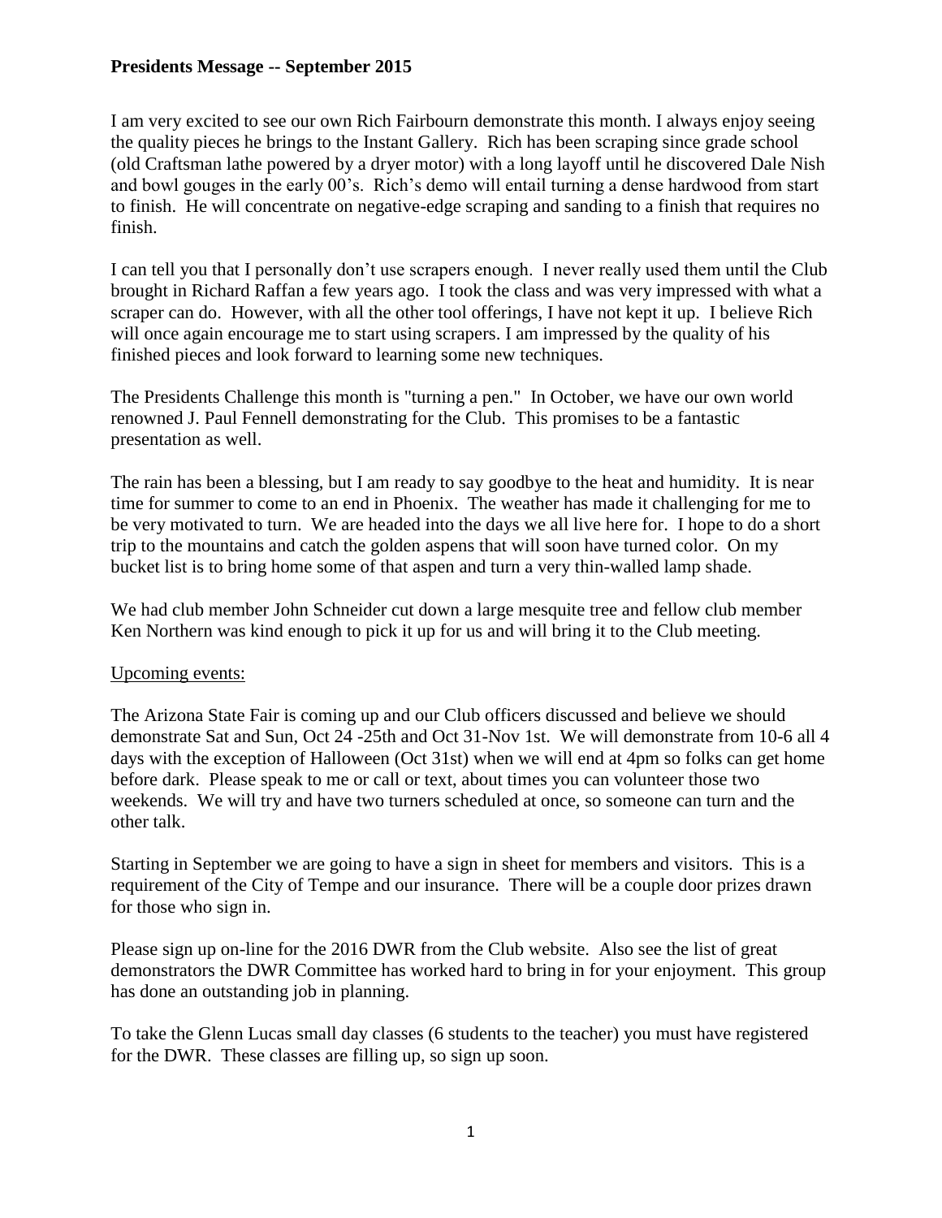**Presidents Message -- September 2015**

I am very excited to see our own Rich Fairbourn demonstrate this month. I always enjoy seeing the quality pieces he brings to the Instant Gallery. Rich has been scraping since grade school (old Craftsman lathe powered by a dryer motor) with a long layoff until he discovered Dale Nish and bowl gouges in the early 00's. Rich's demo will entail turning a dense hardwood from start to finish. He will concentrate on negative-edge scraping and sanding to a finish that requires no finish.

I can tell you that I personally don't use scrapers enough. I never really used them until the Club brought in Richard Raffan a few years ago. I took the class and was very impressed with what a scraper can do. However, with all the other tool offerings, I have not kept it up. I believe Rich will once again encourage me to start using scrapers. I am impressed by the quality of his finished pieces and look forward to learning some new techniques.

The Presidents Challenge this month is "turning a pen." In October, we have our own world renowned J. Paul Fennell demonstrating for the Club. This promises to be a fantastic presentation as well.

The rain has been a blessing, but I am ready to say goodbye to the heat and humidity. It is near time for summer to come to an end in Phoenix. The weather has made it challenging for me to be very motivated to turn. We are headed into the days we all live here for. I hope to do a short trip to the mountains and catch the golden aspens that will soon have turned color. On my bucket list is to bring home some of that aspen and turn a very thin-walled lamp shade.

We had club member John Schneider cut down a large mesquite tree and fellow club member Ken Northern was kind enough to pick it up for us and will bring it to the Club meeting.

Upcoming events:

The Arizona State Fair is coming up and our Club officers discussed and believe we should demonstrate Sat and Sun, Oct 24 -25th and Oct 31-Nov 1st. We will demonstrate from 10-6 all 4 days with the exception of Halloween (Oct 31st) when we will end at 4pm so folks can get home before dark. Please speak to me or call or text, about times you can volunteer those two weekends. We will try and have two turners scheduled at once, so someone can turn and the other talk.

Starting in September we are going to have a sign in sheet for members and visitors. This is a requirement of the City of Tempe and our insurance. There will be a couple door prizes drawn for those who sign in.

Please sign up on-line for the 2016 DWR from the Club website. Also see the list of great demonstrators the DWR Committee has worked hard to bring in for your enjoyment. This group has done an outstanding job in planning.

To take the Glenn Lucas small day classes (6 students to the teacher) you must have registered for the DWR. These classes are filling up, so sign up soon.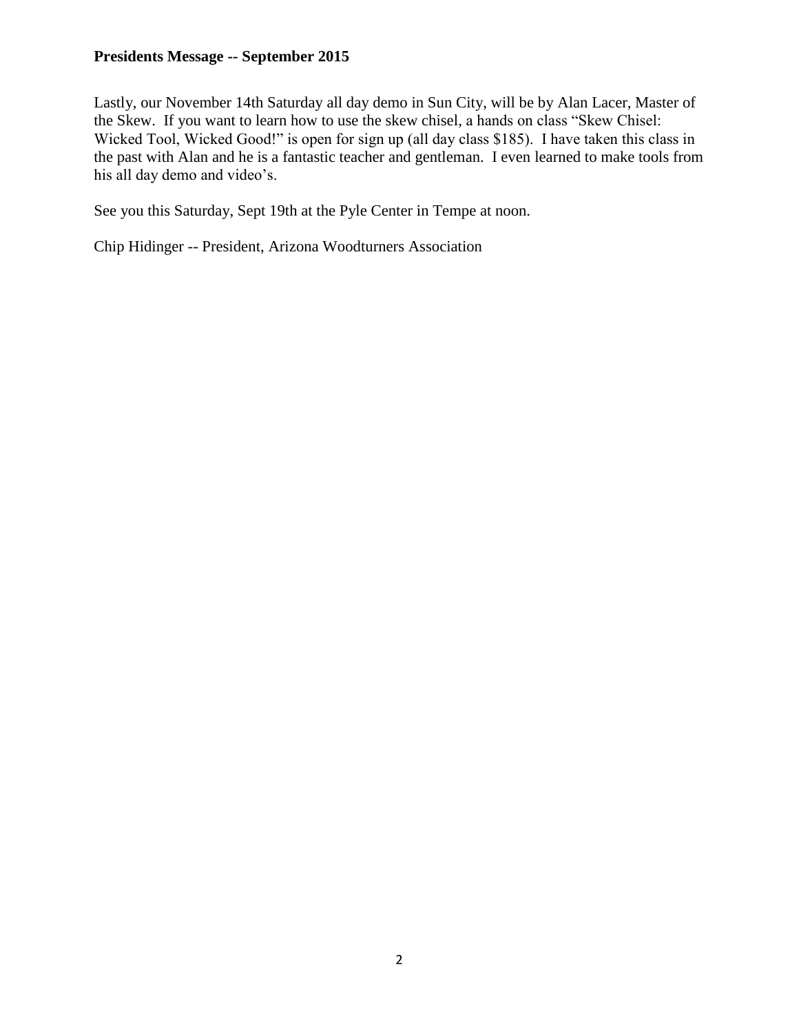**Presidents Message -- September 2015**

Lastly, our November 14th Saturday all day demo in Sun City, will be by Alan Lacer, Master of the Skew. If you want to learn how to use the skew chisel, a hands on class "Skew Chisel: Wicked Tool, Wicked Good!" is open for sign up (all day class $185). I have taken this class in the past with Alan and he is a fantastic teacher and gentleman. I even learned to make tools from his all day demo and video's.

See you this Saturday, Sept 19th at the Pyle Center in Tempe at noon.

Chip Hidinger -- President, Arizona Woodturners Association